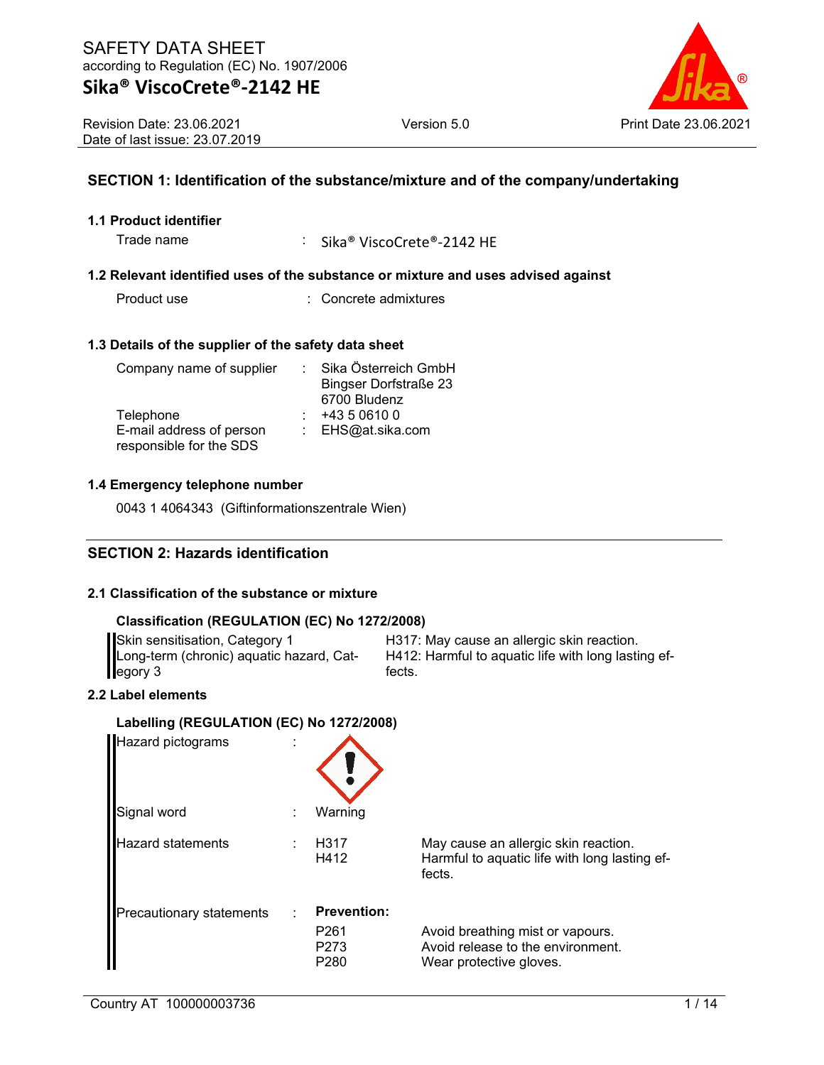SAFETY DATA SHEET
according to Regulation (EC) No. 1907/2006

# Sika® ViscoCrete®-2142 HE

Revision Date: 23.06.2021 | Version 5.0 | Print Date 23.06.2021
Date of last issue: 23.07.2019

## SECTION 1: Identification of the substance/mixture and of the company/undertaking

### 1.1 Product identifier

Trade name : Sika® ViscoCrete®-2142 HE

### 1.2 Relevant identified uses of the substance or mixture and uses advised against

Product use : Concrete admixtures

### 1.3 Details of the supplier of the safety data sheet

Company name of supplier : Sika Österreich GmbH
Bingser Dorfstraße 23
6700 Bludenz

Telephone : +43 5 0610 0

E-mail address of person responsible for the SDS : EHS@at.sika.com

### 1.4 Emergency telephone number

0043 1 4064343 (Giftinformationszentrale Wien)

## SECTION 2: Hazards identification

### 2.1 Classification of the substance or mixture

**Classification (REGULATION (EC) No 1272/2008)**

| Classification | Hazard statement |
|---|---|
| Skin sensitisation, Category 1 | H317: May cause an allergic skin reaction. |
| Long-term (chronic) aquatic hazard, Category 3 | H412: Harmful to aquatic life with long lasting effects. |

### 2.2 Label elements

**Labelling (REGULATION (EC) No 1272/2008)**

Hazard pictograms :

Signal word : Warning

Hazard statements :

| | |
|---|---|
| H317 | May cause an allergic skin reaction. |
| H412 | Harmful to aquatic life with long lasting effects. |

Precautionary statements :

**Prevention:**

| | |
|---|---|
| P261 | Avoid breathing mist or vapours. |
| P273 | Avoid release to the environment. |
| P280 | Wear protective gloves. |

Country AT 100000003736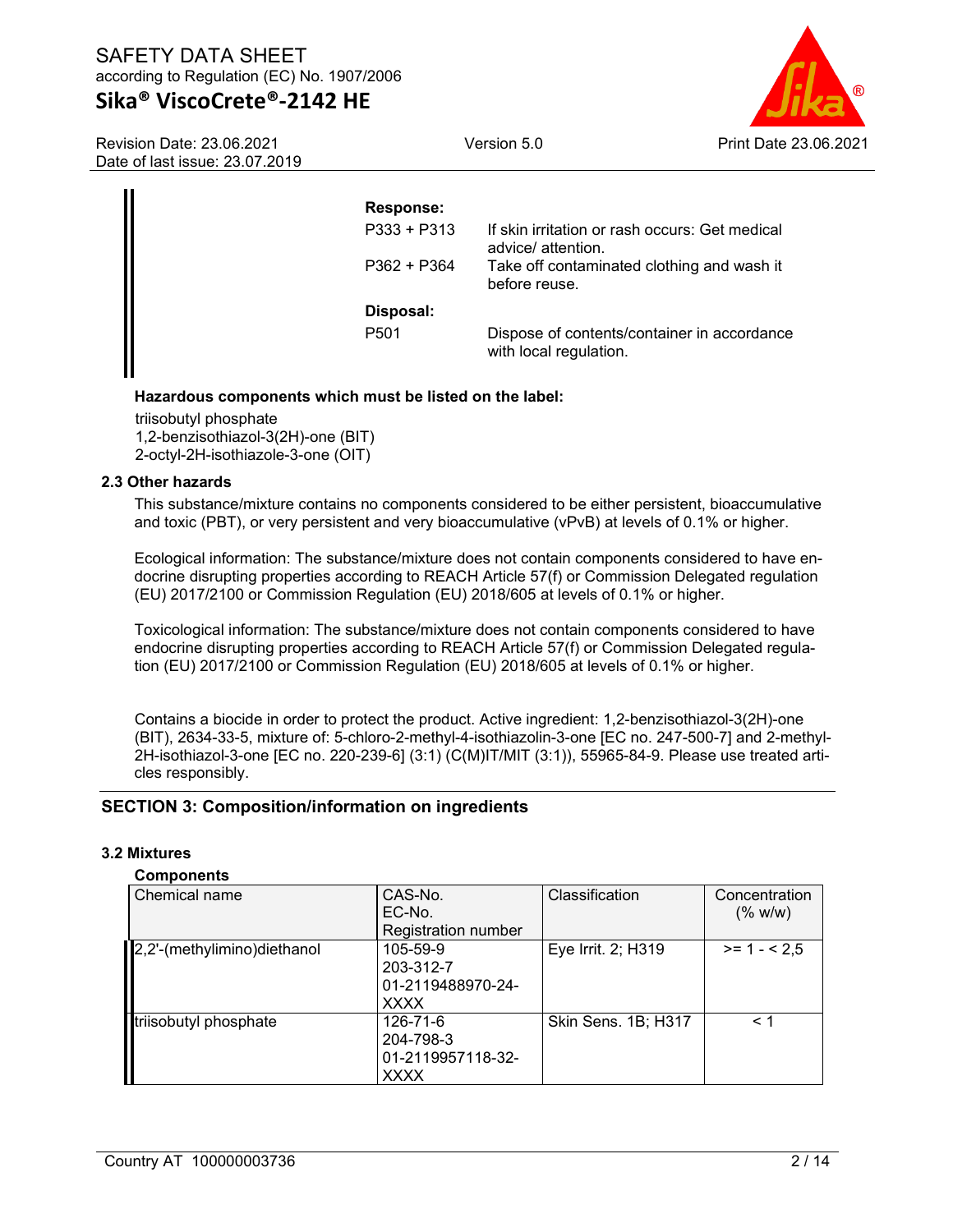**Response:**

| | |
|---|---|
| P333 + P313 | If skin irritation or rash occurs: Get medical advice/ attention. |
| P362 + P364 | Take off contaminated clothing and wash it before reuse. |

**Disposal:**

| | |
|---|---|
| P501 | Dispose of contents/container in accordance with local regulation. |

**Hazardous components which must be listed on the label:**

triisobutyl phosphate
1,2-benzisothiazol-3(2H)-one (BIT)
2-octyl-2H-isothiazole-3-one (OIT)

### 2.3 Other hazards

This substance/mixture contains no components considered to be either persistent, bioaccumulative and toxic (PBT), or very persistent and very bioaccumulative (vPvB) at levels of 0.1% or higher.

Ecological information: The substance/mixture does not contain components considered to have endocrine disrupting properties according to REACH Article 57(f) or Commission Delegated regulation (EU) 2017/2100 or Commission Regulation (EU) 2018/605 at levels of 0.1% or higher.

Toxicological information: The substance/mixture does not contain components considered to have endocrine disrupting properties according to REACH Article 57(f) or Commission Delegated regulation (EU) 2017/2100 or Commission Regulation (EU) 2018/605 at levels of 0.1% or higher.

Contains a biocide in order to protect the product. Active ingredient: 1,2-benzisothiazol-3(2H)-one (BIT), 2634-33-5, mixture of: 5-chloro-2-methyl-4-isothiazolin-3-one [EC no. 247-500-7] and 2-methyl-2H-isothiazol-3-one [EC no. 220-239-6] (3:1) (C(M)IT/MIT (3:1)), 55965-84-9. Please use treated articles responsibly.

## SECTION 3: Composition/information on ingredients

### 3.2 Mixtures

**Components**

| Chemical name | CAS-No.<br>EC-No.<br>Registration number | Classification | Concentration (% w/w) |
|---|---|---|---|
| 2,2'-(methylimino)diethanol | 105-59-9<br>203-312-7<br>01-2119488970-24-XXXX | Eye Irrit. 2; H319 | >= 1 - < 2,5 |
| triisobutyl phosphate | 126-71-6<br>204-798-3<br>01-2119957118-32-XXXX | Skin Sens. 1B; H317 | < 1 |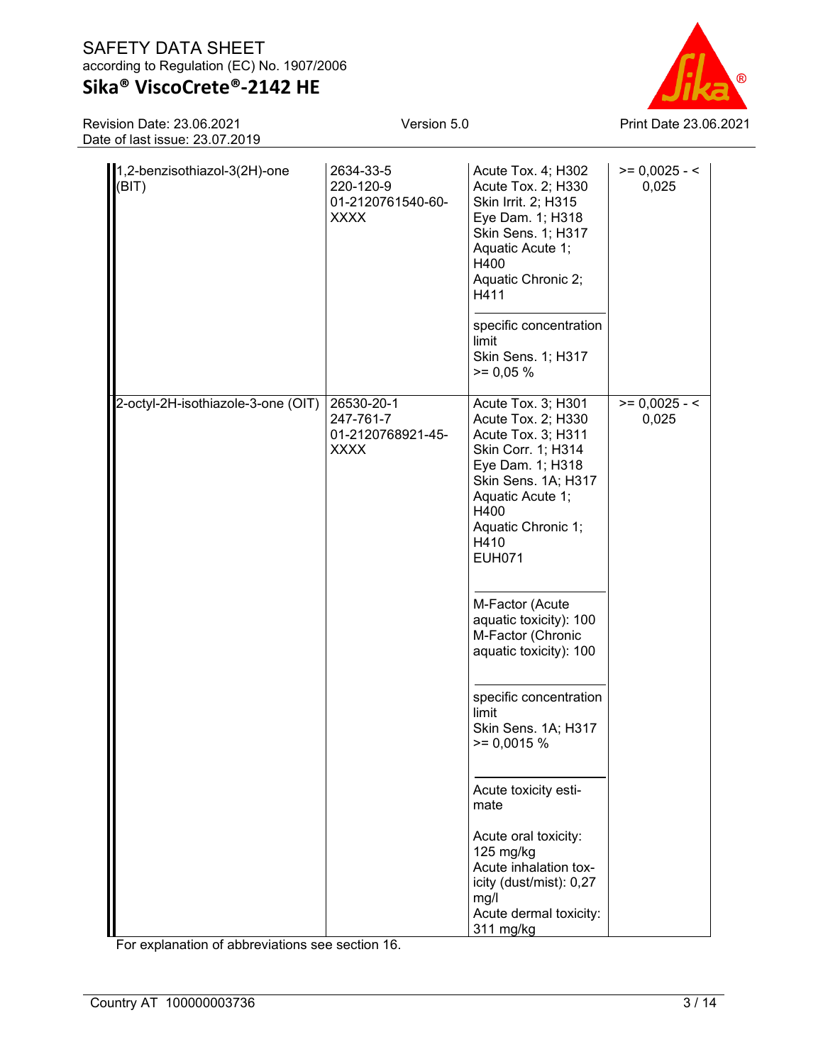| | | | |
|---|---|---|---|
| 1,2-benzisothiazol-3(2H)-one (BIT) | 2634-33-5<br>220-120-9<br>01-2120761540-60-XXXX | Acute Tox. 4; H302<br>Acute Tox. 2; H330<br>Skin Irrit. 2; H315<br>Eye Dam. 1; H318<br>Skin Sens. 1; H317<br>Aquatic Acute 1; H400<br>Aquatic Chronic 2; H411<br><br>specific concentration limit<br>Skin Sens. 1; H317<br>>= 0,05 % | >= 0,0025 - < 0,025 |
| 2-octyl-2H-isothiazole-3-one (OIT) | 26530-20-1<br>247-761-7<br>01-2120768921-45-XXXX | Acute Tox. 3; H301<br>Acute Tox. 2; H330<br>Acute Tox. 3; H311<br>Skin Corr. 1; H314<br>Eye Dam. 1; H318<br>Skin Sens. 1A; H317<br>Aquatic Acute 1; H400<br>Aquatic Chronic 1; H410<br>EUH071<br><br>M-Factor (Acute aquatic toxicity): 100<br>M-Factor (Chronic aquatic toxicity): 100<br><br>specific concentration limit<br>Skin Sens. 1A; H317<br>>= 0,0015 %<br><br>Acute toxicity estimate<br><br>Acute oral toxicity: 125 mg/kg<br>Acute inhalation toxicity (dust/mist): 0,27 mg/l<br>Acute dermal toxicity: 311 mg/kg | >= 0,0025 - < 0,025 |

For explanation of abbreviations see section 16.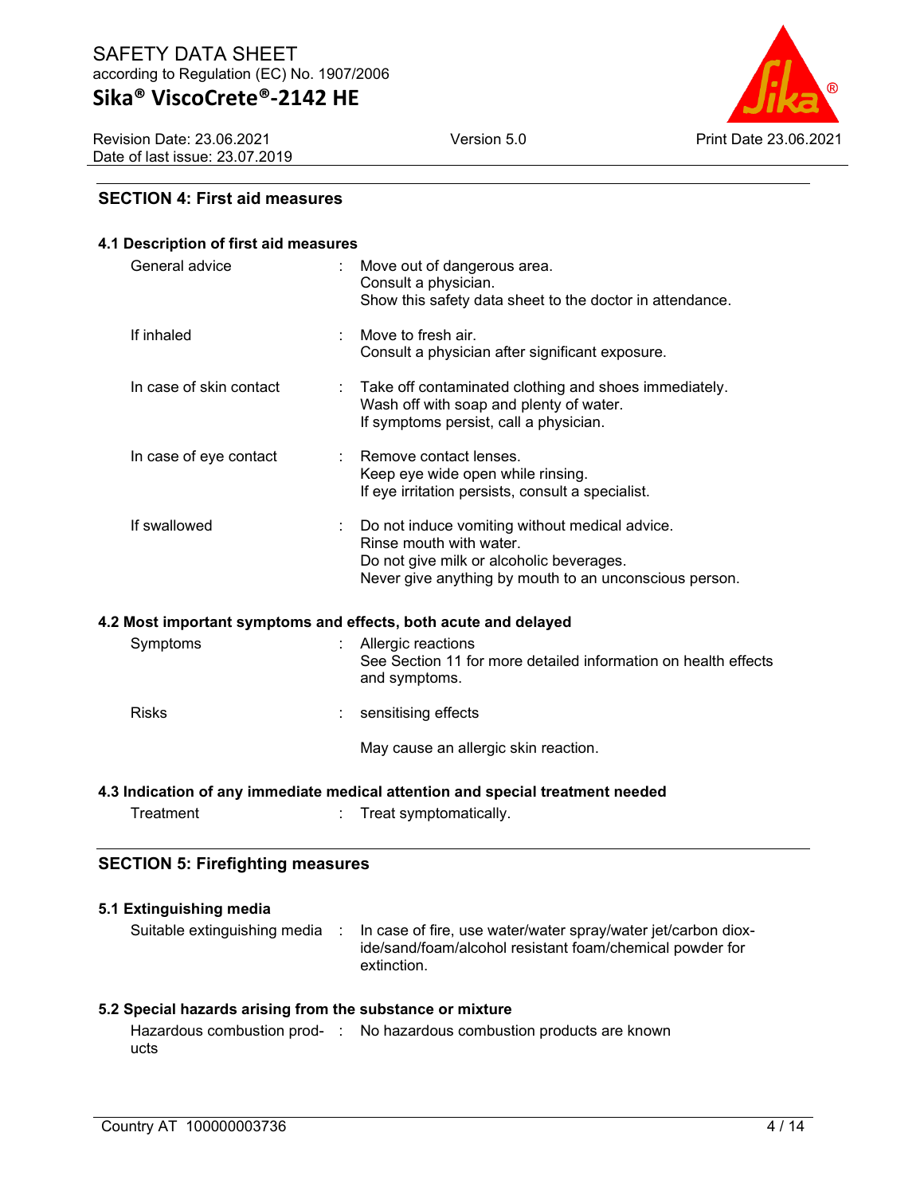## SECTION 4: First aid measures

### 4.1 Description of first aid measures

| | | |
|---|---|---|
| General advice | : | Move out of dangerous area.<br>Consult a physician.<br>Show this safety data sheet to the doctor in attendance. |
| If inhaled | : | Move to fresh air.<br>Consult a physician after significant exposure. |
| In case of skin contact | : | Take off contaminated clothing and shoes immediately.<br>Wash off with soap and plenty of water.<br>If symptoms persist, call a physician. |
| In case of eye contact | : | Remove contact lenses.<br>Keep eye wide open while rinsing.<br>If eye irritation persists, consult a specialist. |
| If swallowed | : | Do not induce vomiting without medical advice.<br>Rinse mouth with water.<br>Do not give milk or alcoholic beverages.<br>Never give anything by mouth to an unconscious person. |

### 4.2 Most important symptoms and effects, both acute and delayed

| | | |
|---|---|---|
| Symptoms | : | Allergic reactions<br>See Section 11 for more detailed information on health effects and symptoms. |
| Risks | : | sensitising effects<br><br>May cause an allergic skin reaction. |

### 4.3 Indication of any immediate medical attention and special treatment needed

| | | |
|---|---|---|
| Treatment | : | Treat symptomatically. |

## SECTION 5: Firefighting measures

### 5.1 Extinguishing media

| | | |
|---|---|---|
| Suitable extinguishing media | : | In case of fire, use water/water spray/water jet/carbon dioxide/sand/foam/alcohol resistant foam/chemical powder for extinction. |

### 5.2 Special hazards arising from the substance or mixture

| | | |
|---|---|---|
| Hazardous combustion products | : | No hazardous combustion products are known |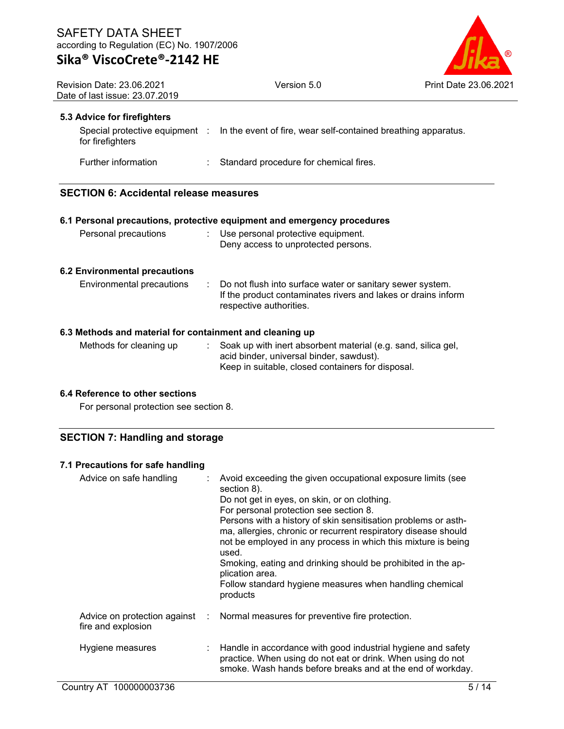### 5.3 Advice for firefighters

| | |
|---|---|
| Special protective equipment for firefighters | In the event of fire, wear self-contained breathing apparatus. |
| Further information | Standard procedure for chemical fires. |

## SECTION 6: Accidental release measures

### 6.1 Personal precautions, protective equipment and emergency procedures

| | |
|---|---|
| Personal precautions | Use personal protective equipment.<br>Deny access to unprotected persons. |

### 6.2 Environmental precautions

| | |
|---|---|
| Environmental precautions | Do not flush into surface water or sanitary sewer system.<br>If the product contaminates rivers and lakes or drains inform respective authorities. |

### 6.3 Methods and material for containment and cleaning up

| | |
|---|---|
| Methods for cleaning up | Soak up with inert absorbent material (e.g. sand, silica gel, acid binder, universal binder, sawdust).<br>Keep in suitable, closed containers for disposal. |

### 6.4 Reference to other sections

For personal protection see section 8.

## SECTION 7: Handling and storage

### 7.1 Precautions for safe handling

| | |
|---|---|
| Advice on safe handling | Avoid exceeding the given occupational exposure limits (see section 8).<br>Do not get in eyes, on skin, or on clothing.<br>For personal protection see section 8.<br>Persons with a history of skin sensitisation problems or asthma, allergies, chronic or recurrent respiratory disease should not be employed in any process in which this mixture is being used.<br>Smoking, eating and drinking should be prohibited in the application area.<br>Follow standard hygiene measures when handling chemical products |
| Advice on protection against fire and explosion | Normal measures for preventive fire protection. |
| Hygiene measures | Handle in accordance with good industrial hygiene and safety practice. When using do not eat or drink. When using do not smoke. Wash hands before breaks and at the end of workday. |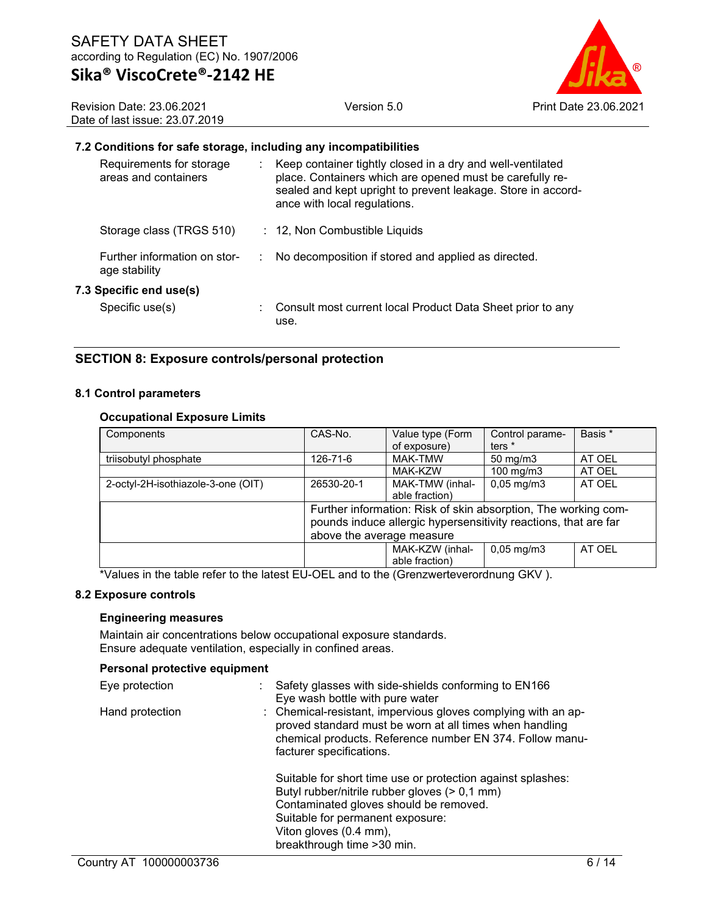### 7.2 Conditions for safe storage, including any incompatibilities

| | | |
|---|---|---|
| Requirements for storage areas and containers | : | Keep container tightly closed in a dry and well-ventilated place. Containers which are opened must be carefully resealed and kept upright to prevent leakage. Store in accordance with local regulations. |
| Storage class (TRGS 510) | : | 12, Non Combustible Liquids |
| Further information on storage stability | : | No decomposition if stored and applied as directed. |

### 7.3 Specific end use(s)

| | | |
|---|---|---|
| Specific use(s) | : | Consult most current local Product Data Sheet prior to any use. |

## SECTION 8: Exposure controls/personal protection

### 8.1 Control parameters

**Occupational Exposure Limits**

| Components | CAS-No. | Value type (Form of exposure) | Control parameters * | Basis * |
|---|---|---|---|---|
| triisobutyl phosphate | 126-71-6 | MAK-TMW | 50 mg/m3 | AT OEL |
| | | MAK-KZW | 100 mg/m3 | AT OEL |
| 2-octyl-2H-isothiazole-3-one (OIT) | 26530-20-1 | MAK-TMW (inhalable fraction) | 0,05 mg/m3 | AT OEL |
| | Further information: Risk of skin absorption, The working compounds induce allergic hypersensitivity reactions, that are far above the average measure | | | |
| | | MAK-KZW (inhalable fraction) | 0,05 mg/m3 | AT OEL |

*Values in the table refer to the latest EU-OEL and to the (Grenzwerteverordnung GKV ).

### 8.2 Exposure controls

**Engineering measures**

Maintain air concentrations below occupational exposure standards.
Ensure adequate ventilation, especially in confined areas.

**Personal protective equipment**

| | | |
|---|---|---|
| Eye protection | : | Safety glasses with side-shields conforming to EN166<br>Eye wash bottle with pure water |
| Hand protection | : | Chemical-resistant, impervious gloves complying with an approved standard must be worn at all times when handling chemical products. Reference number EN 374. Follow manufacturer specifications.<br><br>Suitable for short time use or protection against splashes:<br>Butyl rubber/nitrile rubber gloves (> 0,1 mm)<br>Contaminated gloves should be removed.<br>Suitable for permanent exposure:<br>Viton gloves (0.4 mm),<br>breakthrough time >30 min. |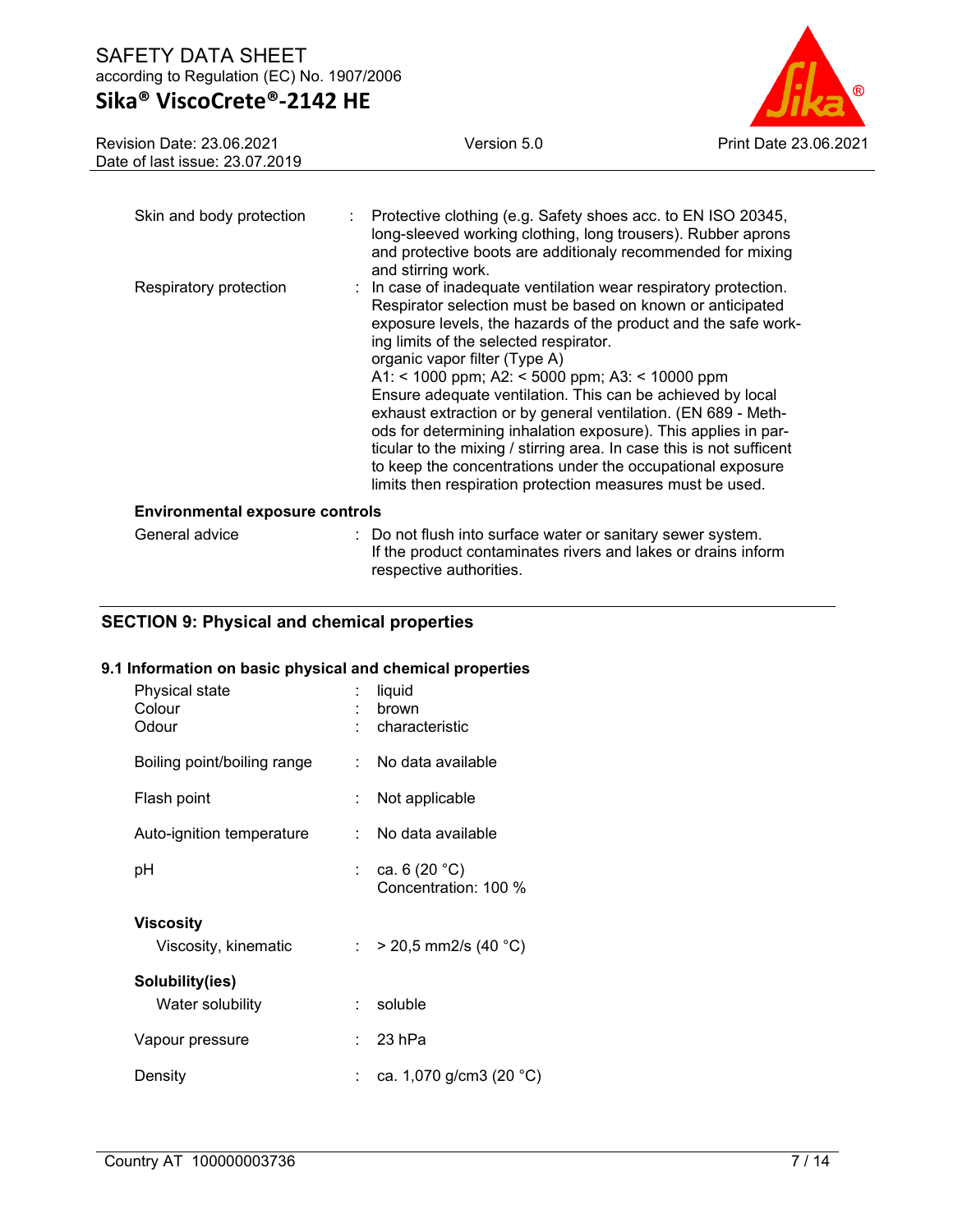| | | |
|---|---|---|
| Skin and body protection | : | Protective clothing (e.g. Safety shoes acc. to EN ISO 20345, long-sleeved working clothing, long trousers). Rubber aprons and protective boots are additionaly recommended for mixing and stirring work. |
| Respiratory protection | : | In case of inadequate ventilation wear respiratory protection. Respirator selection must be based on known or anticipated exposure levels, the hazards of the product and the safe working limits of the selected respirator.<br>organic vapor filter (Type A)<br>A1: < 1000 ppm; A2: < 5000 ppm; A3: < 10000 ppm<br>Ensure adequate ventilation. This can be achieved by local exhaust extraction or by general ventilation. (EN 689 - Methods for determining inhalation exposure). This applies in particular to the mixing / stirring area. In case this is not sufficent to keep the concentrations under the occupational exposure limits then respiration protection measures must be used. |

**Environmental exposure controls**

| | | |
|---|---|---|
| General advice | : | Do not flush into surface water or sanitary sewer system.<br>If the product contaminates rivers and lakes or drains inform respective authorities. |

## SECTION 9: Physical and chemical properties

### 9.1 Information on basic physical and chemical properties

| | | |
|---|---|---|
| Physical state | : | liquid |
| Colour | : | brown |
| Odour | : | characteristic |
| Boiling point/boiling range | : | No data available |
| Flash point | : | Not applicable |
| Auto-ignition temperature | : | No data available |
| pH | : | ca. 6 (20 °C)<br>Concentration: 100 % |

**Viscosity**

| | | |
|---|---|---|
| Viscosity, kinematic | : | > 20,5 mm2/s (40 °C) |

**Solubility(ies)**

| | | |
|---|---|---|
| Water solubility | : | soluble |
| Vapour pressure | : | 23 hPa |
| Density | : | ca. 1,070 g/cm3 (20 °C) |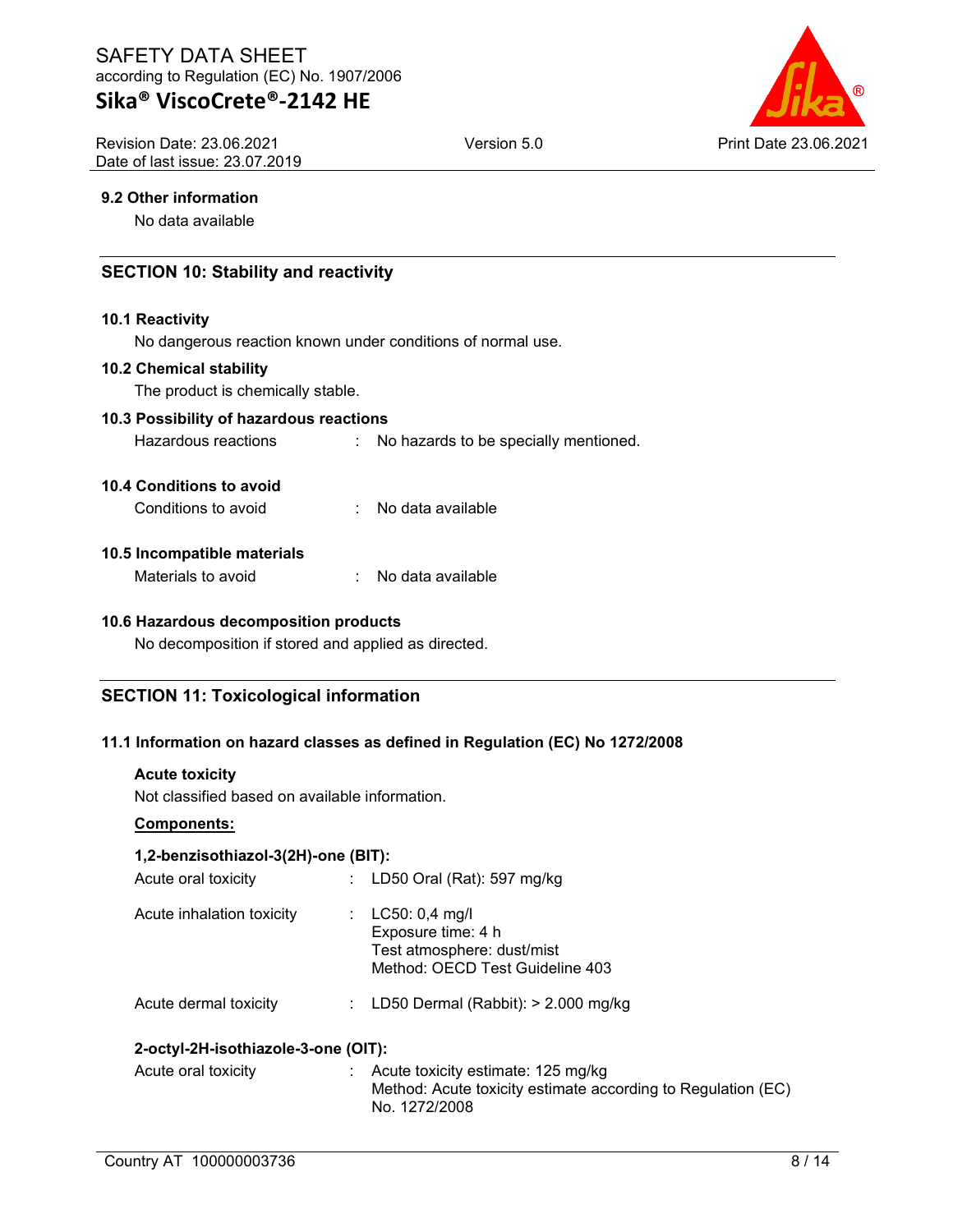### 9.2 Other information

No data available

## SECTION 10: Stability and reactivity

### 10.1 Reactivity

No dangerous reaction known under conditions of normal use.

### 10.2 Chemical stability

The product is chemically stable.

### 10.3 Possibility of hazardous reactions

Hazardous reactions : No hazards to be specially mentioned.

### 10.4 Conditions to avoid

Conditions to avoid : No data available

### 10.5 Incompatible materials

Materials to avoid : No data available

### 10.6 Hazardous decomposition products

No decomposition if stored and applied as directed.

## SECTION 11: Toxicological information

### 11.1 Information on hazard classes as defined in Regulation (EC) No 1272/2008

**Acute toxicity**

Not classified based on available information.

**Components:**

**1,2-benzisothiazol-3(2H)-one (BIT):**

Acute oral toxicity : LD50 Oral (Rat): 597 mg/kg

Acute inhalation toxicity : LC50: 0,4 mg/l
Exposure time: 4 h
Test atmosphere: dust/mist
Method: OECD Test Guideline 403

Acute dermal toxicity : LD50 Dermal (Rabbit): > 2.000 mg/kg

**2-octyl-2H-isothiazole-3-one (OIT):**

Acute oral toxicity : Acute toxicity estimate: 125 mg/kg
Method: Acute toxicity estimate according to Regulation (EC) No. 1272/2008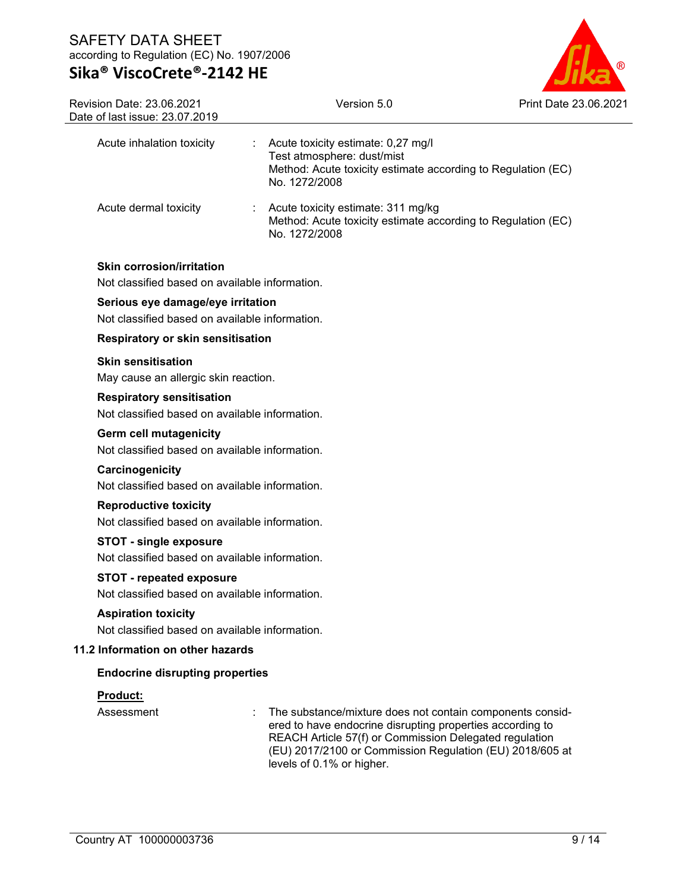| | | |
|---|---|---|
| Acute inhalation toxicity | : | Acute toxicity estimate: 0,27 mg/l<br>Test atmosphere: dust/mist<br>Method: Acute toxicity estimate according to Regulation (EC) No. 1272/2008 |
| Acute dermal toxicity | : | Acute toxicity estimate: 311 mg/kg<br>Method: Acute toxicity estimate according to Regulation (EC) No. 1272/2008 |

**Skin corrosion/irritation**

Not classified based on available information.

**Serious eye damage/eye irritation**

Not classified based on available information.

**Respiratory or skin sensitisation**

**Skin sensitisation**

May cause an allergic skin reaction.

**Respiratory sensitisation**

Not classified based on available information.

**Germ cell mutagenicity**

Not classified based on available information.

**Carcinogenicity**

Not classified based on available information.

**Reproductive toxicity**

Not classified based on available information.

**STOT - single exposure**

Not classified based on available information.

**STOT - repeated exposure**

Not classified based on available information.

**Aspiration toxicity**

Not classified based on available information.

### 11.2 Information on other hazards

**Endocrine disrupting properties**

**Product:**

| | | |
|---|---|---|
| Assessment | : | The substance/mixture does not contain components considered to have endocrine disrupting properties according to REACH Article 57(f) or Commission Delegated regulation (EU) 2017/2100 or Commission Regulation (EU) 2018/605 at levels of 0.1% or higher. |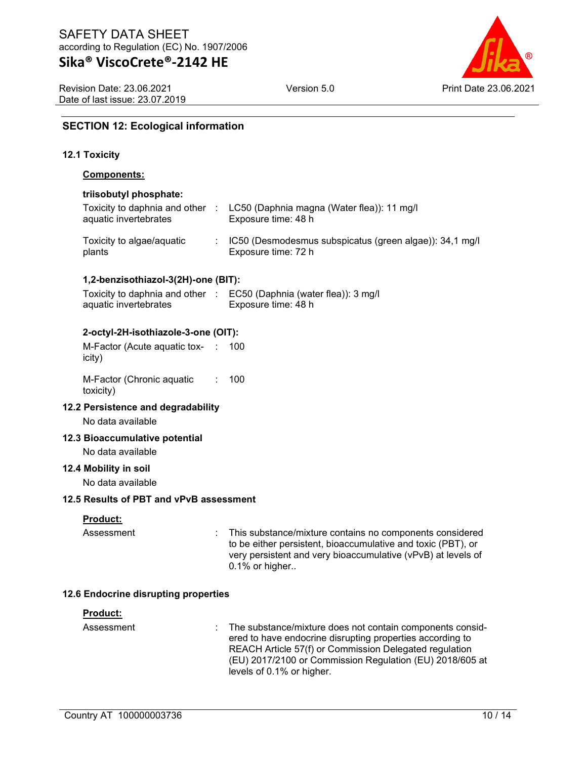## SECTION 12: Ecological information

### 12.1 Toxicity

**Components:**

**triisobutyl phosphate:**

| | | |
|---|---|---|
| Toxicity to daphnia and other aquatic invertebrates | : | LC50 (Daphnia magna (Water flea)): 11 mg/l<br>Exposure time: 48 h |
| Toxicity to algae/aquatic plants | : | IC50 (Desmodesmus subspicatus (green algae)): 34,1 mg/l<br>Exposure time: 72 h |

**1,2-benzisothiazol-3(2H)-one (BIT):**

| | | |
|---|---|---|
| Toxicity to daphnia and other aquatic invertebrates | : | EC50 (Daphnia (water flea)): 3 mg/l<br>Exposure time: 48 h |

**2-octyl-2H-isothiazole-3-one (OIT):**

| | | |
|---|---|---|
| M-Factor (Acute aquatic toxicity) | : | 100 |
| M-Factor (Chronic aquatic toxicity) | : | 100 |

### 12.2 Persistence and degradability

No data available

### 12.3 Bioaccumulative potential

No data available

### 12.4 Mobility in soil

No data available

### 12.5 Results of PBT and vPvB assessment

**Product:**

| | | |
|---|---|---|
| Assessment | : | This substance/mixture contains no components considered to be either persistent, bioaccumulative and toxic (PBT), or very persistent and very bioaccumulative (vPvB) at levels of 0.1% or higher.. |

### 12.6 Endocrine disrupting properties

**Product:**

| | | |
|---|---|---|
| Assessment | : | The substance/mixture does not contain components considered to have endocrine disrupting properties according to REACH Article 57(f) or Commission Delegated regulation (EU) 2017/2100 or Commission Regulation (EU) 2018/605 at levels of 0.1% or higher. |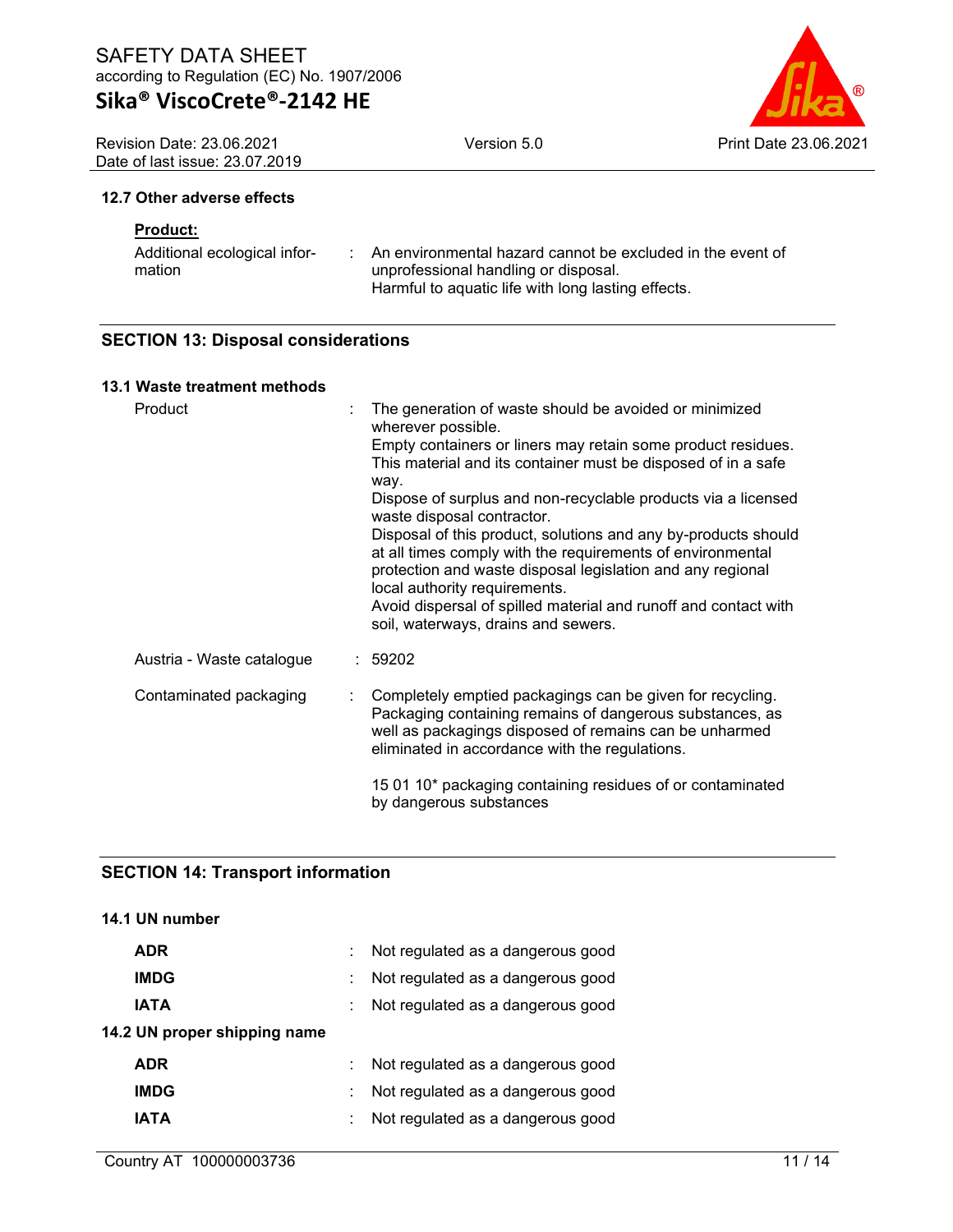### 12.7 Other adverse effects

**Product:**

| | |
|---|---|
| Additional ecological information | : An environmental hazard cannot be excluded in the event of unprofessional handling or disposal. Harmful to aquatic life with long lasting effects. |

## SECTION 13: Disposal considerations

### 13.1 Waste treatment methods

| | |
|---|---|
| Product | : The generation of waste should be avoided or minimized wherever possible. Empty containers or liners may retain some product residues. This material and its container must be disposed of in a safe way. Dispose of surplus and non-recyclable products via a licensed waste disposal contractor. Disposal of this product, solutions and any by-products should at all times comply with the requirements of environmental protection and waste disposal legislation and any regional local authority requirements. Avoid dispersal of spilled material and runoff and contact with soil, waterways, drains and sewers. |
| Austria - Waste catalogue | : 59202 |
| Contaminated packaging | : Completely emptied packagings can be given for recycling. Packaging containing remains of dangerous substances, as well as packagings disposed of remains can be unharmed eliminated in accordance with the regulations.<br><br>15 01 10* packaging containing residues of or contaminated by dangerous substances |

## SECTION 14: Transport information

### 14.1 UN number

| | |
|---|---|
| **ADR** | : Not regulated as a dangerous good |
| **IMDG** | : Not regulated as a dangerous good |
| **IATA** | : Not regulated as a dangerous good |

### 14.2 UN proper shipping name

| | |
|---|---|
| **ADR** | : Not regulated as a dangerous good |
| **IMDG** | : Not regulated as a dangerous good |
| **IATA** | : Not regulated as a dangerous good |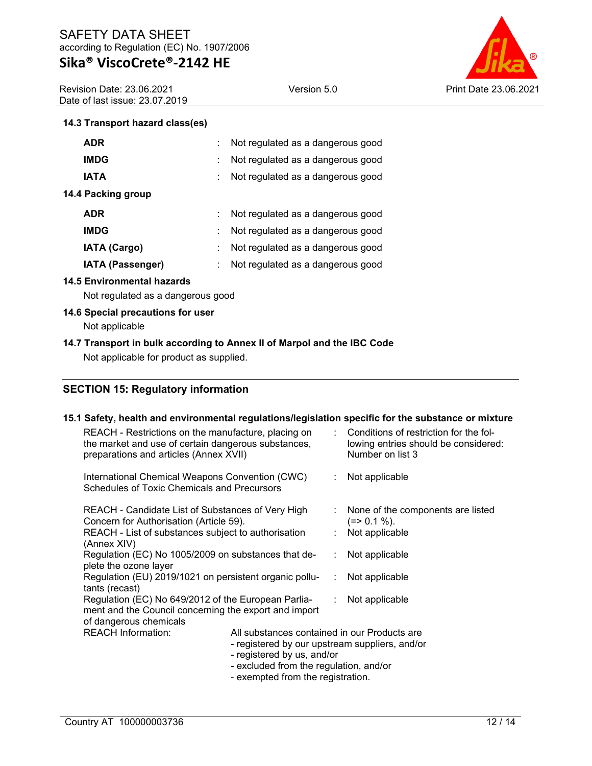### 14.3 Transport hazard class(es)

| | |
|---|---|
| **ADR** | : Not regulated as a dangerous good |
| **IMDG** | : Not regulated as a dangerous good |
| **IATA** | : Not regulated as a dangerous good |

### 14.4 Packing group

| | |
|---|---|
| **ADR** | : Not regulated as a dangerous good |
| **IMDG** | : Not regulated as a dangerous good |
| **IATA (Cargo)** | : Not regulated as a dangerous good |
| **IATA (Passenger)** | : Not regulated as a dangerous good |

### 14.5 Environmental hazards

Not regulated as a dangerous good

### 14.6 Special precautions for user

Not applicable

### 14.7 Transport in bulk according to Annex II of Marpol and the IBC Code

Not applicable for product as supplied.

## SECTION 15: Regulatory information

### 15.1 Safety, health and environmental regulations/legislation specific for the substance or mixture

| | |
|---|---|
| REACH - Restrictions on the manufacture, placing on the market and use of certain dangerous substances, preparations and articles (Annex XVII) | : Conditions of restriction for the following entries should be considered: Number on list 3 |
| International Chemical Weapons Convention (CWC) Schedules of Toxic Chemicals and Precursors | : Not applicable |
| REACH - Candidate List of Substances of Very High Concern for Authorisation (Article 59). | : None of the components are listed (=> 0.1 %). |
| REACH - List of substances subject to authorisation (Annex XIV) | : Not applicable |
| Regulation (EC) No 1005/2009 on substances that deplete the ozone layer | : Not applicable |
| Regulation (EU) 2019/1021 on persistent organic pollutants (recast) | : Not applicable |
| Regulation (EC) No 649/2012 of the European Parliament and the Council concerning the export and import of dangerous chemicals | : Not applicable |

REACH Information: All substances contained in our Products are
- registered by our upstream suppliers, and/or
- registered by us, and/or
- excluded from the regulation, and/or
- exempted from the registration.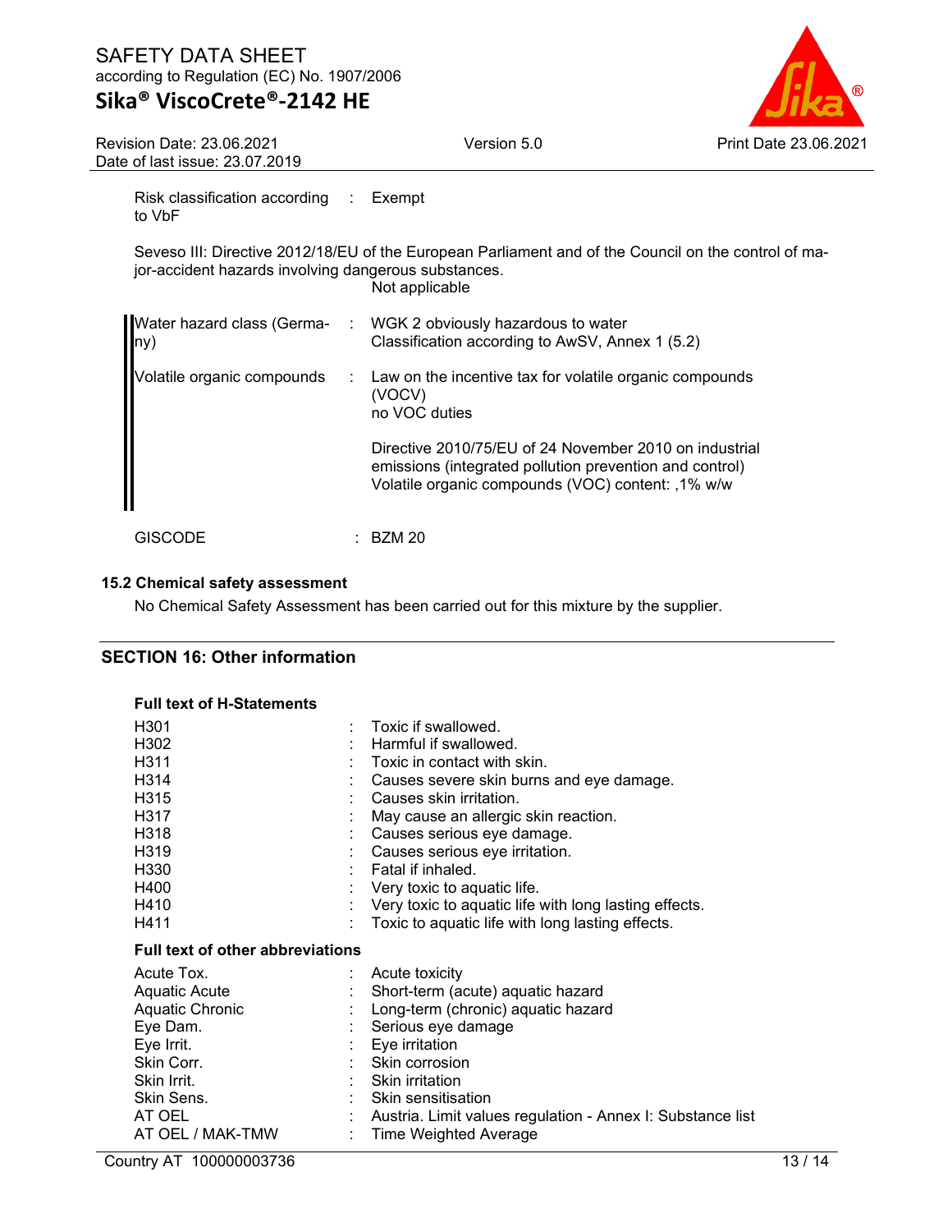| | | |
|---|---|---|
| Risk classification according to VbF | : | Exempt |

Seveso III: Directive 2012/18/EU of the European Parliament and of the Council on the control of major-accident hazards involving dangerous substances.
Not applicable

| | | |
|---|---|---|
| Water hazard class (Germany) | : | WGK 2 obviously hazardous to water<br>Classification according to AwSV, Annex 1 (5.2) |
| Volatile organic compounds | : | Law on the incentive tax for volatile organic compounds (VOCV)<br>no VOC duties<br><br>Directive 2010/75/EU of 24 November 2010 on industrial emissions (integrated pollution prevention and control)<br>Volatile organic compounds (VOC) content: ,1% w/w |
| GISCODE | : | BZM 20 |

### 15.2 Chemical safety assessment

No Chemical Safety Assessment has been carried out for this mixture by the supplier.

## SECTION 16: Other information

**Full text of H-Statements**

| | | |
|---|---|---|
| H301 | : | Toxic if swallowed. |
| H302 | : | Harmful if swallowed. |
| H311 | : | Toxic in contact with skin. |
| H314 | : | Causes severe skin burns and eye damage. |
| H315 | : | Causes skin irritation. |
| H317 | : | May cause an allergic skin reaction. |
| H318 | : | Causes serious eye damage. |
| H319 | : | Causes serious eye irritation. |
| H330 | : | Fatal if inhaled. |
| H400 | : | Very toxic to aquatic life. |
| H410 | : | Very toxic to aquatic life with long lasting effects. |
| H411 | : | Toxic to aquatic life with long lasting effects. |

**Full text of other abbreviations**

| | | |
|---|---|---|
| Acute Tox. | : | Acute toxicity |
| Aquatic Acute | : | Short-term (acute) aquatic hazard |
| Aquatic Chronic | : | Long-term (chronic) aquatic hazard |
| Eye Dam. | : | Serious eye damage |
| Eye Irrit. | : | Eye irritation |
| Skin Corr. | : | Skin corrosion |
| Skin Irrit. | : | Skin irritation |
| Skin Sens. | : | Skin sensitisation |
| AT OEL | : | Austria. Limit values regulation - Annex I: Substance list |
| AT OEL / MAK-TMW | : | Time Weighted Average |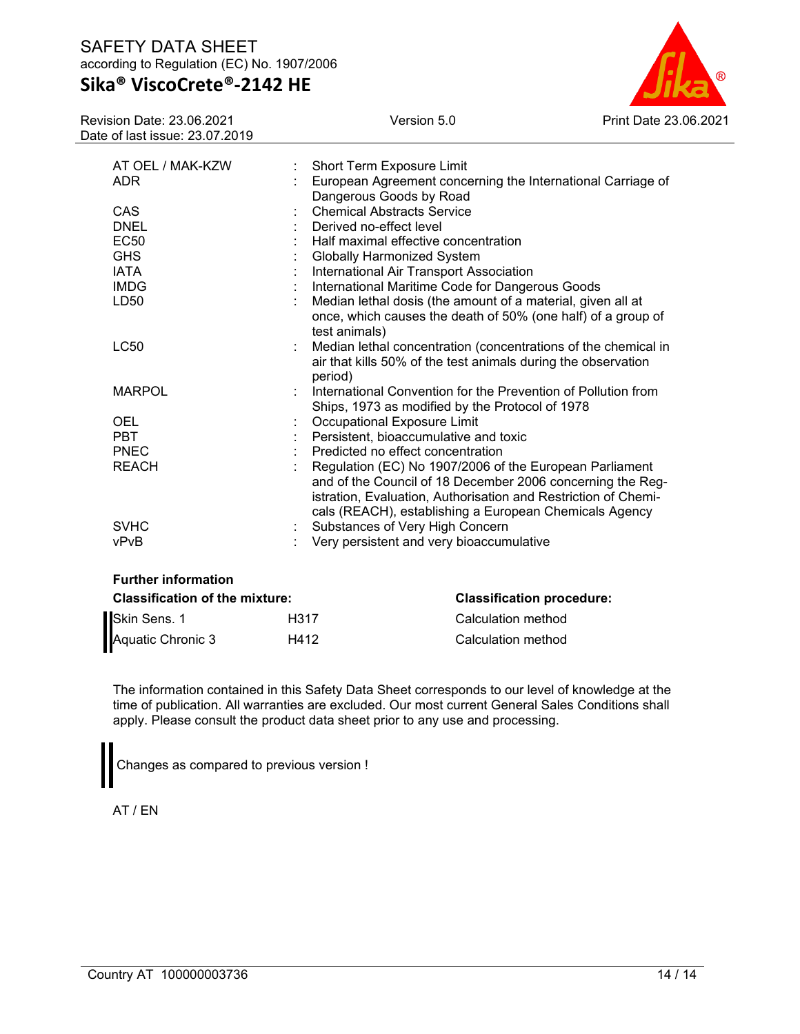| | | |
|---|---|---|
| AT OEL / MAK-KZW | : | Short Term Exposure Limit |
| ADR | : | European Agreement concerning the International Carriage of Dangerous Goods by Road |
| CAS | : | Chemical Abstracts Service |
| DNEL | : | Derived no-effect level |
| EC50 | : | Half maximal effective concentration |
| GHS | : | Globally Harmonized System |
| IATA | : | International Air Transport Association |
| IMDG | : | International Maritime Code for Dangerous Goods |
| LD50 | : | Median lethal dosis (the amount of a material, given all at once, which causes the death of 50% (one half) of a group of test animals) |
| LC50 | : | Median lethal concentration (concentrations of the chemical in air that kills 50% of the test animals during the observation period) |
| MARPOL | : | International Convention for the Prevention of Pollution from Ships, 1973 as modified by the Protocol of 1978 |
| OEL | : | Occupational Exposure Limit |
| PBT | : | Persistent, bioaccumulative and toxic |
| PNEC | : | Predicted no effect concentration |
| REACH | : | Regulation (EC) No 1907/2006 of the European Parliament and of the Council of 18 December 2006 concerning the Registration, Evaluation, Authorisation and Restriction of Chemicals (REACH), establishing a European Chemicals Agency |
| SVHC | : | Substances of Very High Concern |
| vPvB | : | Very persistent and very bioaccumulative |

**Further information**

| **Classification of the mixture:** | | **Classification procedure:** |
|---|---|---|
| Skin Sens. 1 | H317 | Calculation method |
| Aquatic Chronic 3 | H412 | Calculation method |

The information contained in this Safety Data Sheet corresponds to our level of knowledge at the time of publication. All warranties are excluded. Our most current General Sales Conditions shall apply. Please consult the product data sheet prior to any use and processing.

Changes as compared to previous version !

AT / EN